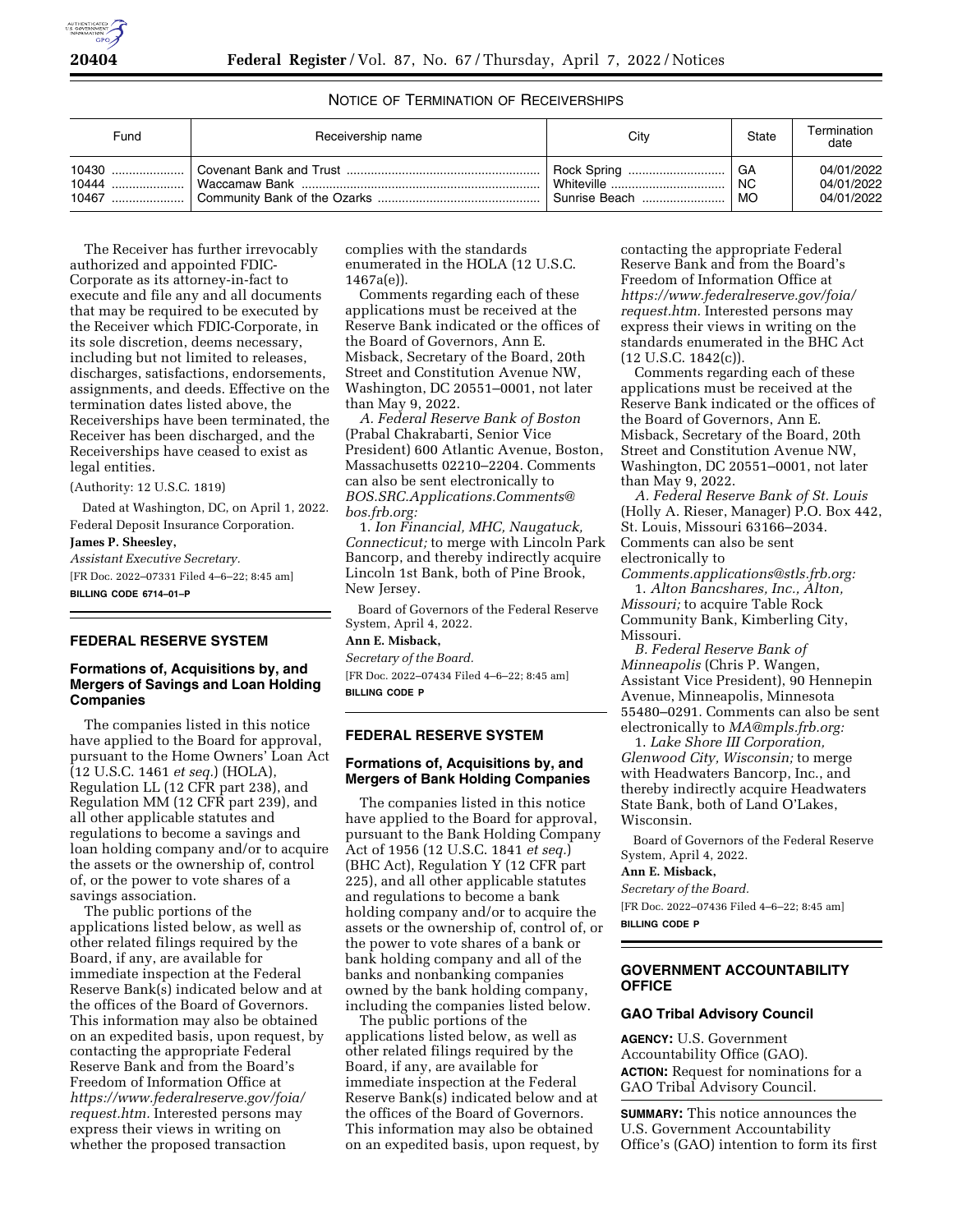NOTICE OF TERMINATION OF RECEIVERSHIPS

| Fund | Receivership name | City | State | Termination date |
| --- | --- | --- | --- | --- |
| 10430 | Covenant Bank and Trust | Rock Spring | GA | 04/01/2022 |
| 10444 | Waccamaw Bank | Whiteville | NC | 04/01/2022 |
| 10467 | Community Bank of the Ozarks | Sunrise Beach | MO | 04/01/2022 |

The Receiver has further irrevocably authorized and appointed FDIC-Corporate as its attorney-in-fact to execute and file any and all documents that may be required to be executed by the Receiver which FDIC-Corporate, in its sole discretion, deems necessary, including but not limited to releases, discharges, satisfactions, endorsements, assignments, and deeds. Effective on the termination dates listed above, the Receiverships have been terminated, the Receiver has been discharged, and the Receiverships have ceased to exist as legal entities.

(Authority: 12 U.S.C. 1819)

Dated at Washington, DC, on April 1, 2022.

Federal Deposit Insurance Corporation.

**James P. Sheesley,**

*Assistant Executive Secretary.*

[FR Doc. 2022–07331 Filed 4–6–22; 8:45 am]

**BILLING CODE 6714–01–P**

## FEDERAL RESERVE SYSTEM

### Formations of, Acquisitions by, and Mergers of Savings and Loan Holding Companies

The companies listed in this notice have applied to the Board for approval, pursuant to the Home Owners' Loan Act (12 U.S.C. 1461 *et seq.*) (HOLA), Regulation LL (12 CFR part 238), and Regulation MM (12 CFR part 239), and all other applicable statutes and regulations to become a savings and loan holding company and/or to acquire the assets or the ownership of, control of, or the power to vote shares of a savings association.

The public portions of the applications listed below, as well as other related filings required by the Board, if any, are available for immediate inspection at the Federal Reserve Bank(s) indicated below and at the offices of the Board of Governors. This information may also be obtained on an expedited basis, upon request, by contacting the appropriate Federal Reserve Bank and from the Board's Freedom of Information Office at *https://www.federalreserve.gov/foia/request.htm.* Interested persons may express their views in writing on whether the proposed transaction complies with the standards enumerated in the HOLA (12 U.S.C. 1467a(e)).

Comments regarding each of these applications must be received at the Reserve Bank indicated or the offices of the Board of Governors, Ann E. Misback, Secretary of the Board, 20th Street and Constitution Avenue NW, Washington, DC 20551–0001, not later than May 9, 2022.

*A. Federal Reserve Bank of Boston* (Prabal Chakrabarti, Senior Vice President) 600 Atlantic Avenue, Boston, Massachusetts 02210–2204. Comments can also be sent electronically to *BOS.SRC.Applications.Comments@bos.frb.org:*

1. *Ion Financial, MHC, Naugatuck, Connecticut;* to merge with Lincoln Park Bancorp, and thereby indirectly acquire Lincoln 1st Bank, both of Pine Brook, New Jersey.

Board of Governors of the Federal Reserve System, April 4, 2022.

**Ann E. Misback,**

*Secretary of the Board.*

[FR Doc. 2022–07434 Filed 4–6–22; 8:45 am]

**BILLING CODE P**

## FEDERAL RESERVE SYSTEM

### Formations of, Acquisitions by, and Mergers of Bank Holding Companies

The companies listed in this notice have applied to the Board for approval, pursuant to the Bank Holding Company Act of 1956 (12 U.S.C. 1841 *et seq.*) (BHC Act), Regulation Y (12 CFR part 225), and all other applicable statutes and regulations to become a bank holding company and/or to acquire the assets or the ownership of, control of, or the power to vote shares of a bank or bank holding company and all of the banks and nonbanking companies owned by the bank holding company, including the companies listed below.

The public portions of the applications listed below, as well as other related filings required by the Board, if any, are available for immediate inspection at the Federal Reserve Bank(s) indicated below and at the offices of the Board of Governors. This information may also be obtained on an expedited basis, upon request, by contacting the appropriate Federal Reserve Bank and from the Board's Freedom of Information Office at *https://www.federalreserve.gov/foia/request.htm.* Interested persons may express their views in writing on the standards enumerated in the BHC Act (12 U.S.C. 1842(c)).

Comments regarding each of these applications must be received at the Reserve Bank indicated or the offices of the Board of Governors, Ann E. Misback, Secretary of the Board, 20th Street and Constitution Avenue NW, Washington, DC 20551–0001, not later than May 9, 2022.

*A. Federal Reserve Bank of St. Louis* (Holly A. Rieser, Manager) P.O. Box 442, St. Louis, Missouri 63166–2034. Comments can also be sent electronically to *Comments.applications@stls.frb.org:*

1. *Alton Bancshares, Inc., Alton, Missouri;* to acquire Table Rock Community Bank, Kimberling City, Missouri.

*B. Federal Reserve Bank of Minneapolis* (Chris P. Wangen, Assistant Vice President), 90 Hennepin Avenue, Minneapolis, Minnesota 55480–0291. Comments can also be sent electronically to *MA@mpls.frb.org:*

1. *Lake Shore III Corporation, Glenwood City, Wisconsin;* to merge with Headwaters Bancorp, Inc., and thereby indirectly acquire Headwaters State Bank, both of Land O'Lakes, Wisconsin.

Board of Governors of the Federal Reserve System, April 4, 2022.

**Ann E. Misback,**

*Secretary of the Board.*

[FR Doc. 2022–07436 Filed 4–6–22; 8:45 am]

**BILLING CODE P**

## GOVERNMENT ACCOUNTABILITY OFFICE

### GAO Tribal Advisory Council

**AGENCY:** U.S. Government Accountability Office (GAO).

**ACTION:** Request for nominations for a GAO Tribal Advisory Council.

**SUMMARY:** This notice announces the U.S. Government Accountability Office's (GAO) intention to form its first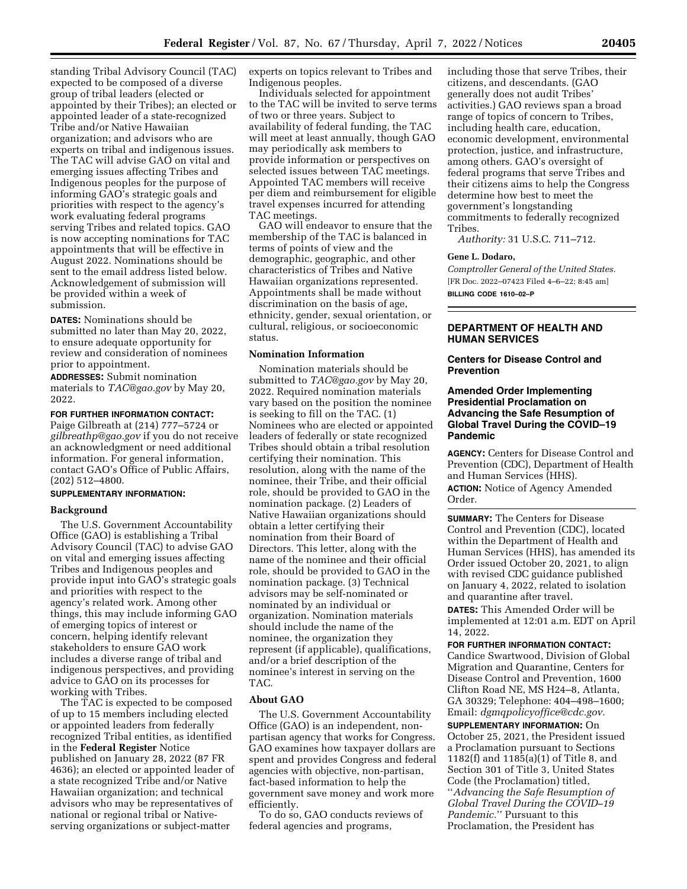standing Tribal Advisory Council (TAC) expected to be composed of a diverse group of tribal leaders (elected or appointed by their Tribes); an elected or appointed leader of a state-recognized Tribe and/or Native Hawaiian organization; and advisors who are experts on tribal and indigenous issues. The TAC will advise GAO on vital and emerging issues affecting Tribes and Indigenous peoples for the purpose of informing GAO's strategic goals and priorities with respect to the agency's work evaluating federal programs serving Tribes and related topics. GAO is now accepting nominations for TAC appointments that will be effective in August 2022. Nominations should be sent to the email address listed below. Acknowledgement of submission will be provided within a week of submission.

**DATES:** Nominations should be submitted no later than May 20, 2022, to ensure adequate opportunity for review and consideration of nominees prior to appointment.

**ADDRESSES:** Submit nomination materials to *TAC@gao.gov* by May 20, 2022.

**FOR FURTHER INFORMATION CONTACT:** Paige Gilbreath at (214) 777–5724 or *gilbreathp@gao.gov* if you do not receive an acknowledgment or need additional information. For general information, contact GAO's Office of Public Affairs, (202) 512–4800.

**SUPPLEMENTARY INFORMATION:**

**Background**

The U.S. Government Accountability Office (GAO) is establishing a Tribal Advisory Council (TAC) to advise GAO on vital and emerging issues affecting Tribes and Indigenous peoples and provide input into GAO's strategic goals and priorities with respect to the agency's related work. Among other things, this may include informing GAO of emerging topics of interest or concern, helping identify relevant stakeholders to ensure GAO work includes a diverse range of tribal and indigenous perspectives, and providing advice to GAO on its processes for working with Tribes.

The TAC is expected to be composed of up to 15 members including elected or appointed leaders from federally recognized Tribal entities, as identified in the **Federal Register** Notice published on January 28, 2022 (87 FR 4636); an elected or appointed leader of a state recognized Tribe and/or Native Hawaiian organization; and technical advisors who may be representatives of national or regional tribal or Native-serving organizations or subject-matter experts on topics relevant to Tribes and Indigenous peoples.

Individuals selected for appointment to the TAC will be invited to serve terms of two or three years. Subject to availability of federal funding, the TAC will meet at least annually, though GAO may periodically ask members to provide information or perspectives on selected issues between TAC meetings. Appointed TAC members will receive per diem and reimbursement for eligible travel expenses incurred for attending TAC meetings.

GAO will endeavor to ensure that the membership of the TAC is balanced in terms of points of view and the demographic, geographic, and other characteristics of Tribes and Native Hawaiian organizations represented. Appointments shall be made without discrimination on the basis of age, ethnicity, gender, sexual orientation, or cultural, religious, or socioeconomic status.

**Nomination Information**

Nomination materials should be submitted to *TAC@gao.gov* by May 20, 2022. Required nomination materials vary based on the position the nominee is seeking to fill on the TAC. (1) Nominees who are elected or appointed leaders of federally or state recognized Tribes should obtain a tribal resolution certifying their nomination. This resolution, along with the name of the nominee, their Tribe, and their official role, should be provided to GAO in the nomination package. (2) Leaders of Native Hawaiian organizations should obtain a letter certifying their nomination from their Board of Directors. This letter, along with the name of the nominee and their official role, should be provided to GAO in the nomination package. (3) Technical advisors may be self-nominated or nominated by an individual or organization. Nomination materials should include the name of the nominee, the organization they represent (if applicable), qualifications, and/or a brief description of the nominee's interest in serving on the TAC.

**About GAO**

The U.S. Government Accountability Office (GAO) is an independent, non-partisan agency that works for Congress. GAO examines how taxpayer dollars are spent and provides Congress and federal agencies with objective, non-partisan, fact-based information to help the government save money and work more efficiently.

To do so, GAO conducts reviews of federal agencies and programs, including those that serve Tribes, their citizens, and descendants. (GAO generally does not audit Tribes' activities.) GAO reviews span a broad range of topics of concern to Tribes, including health care, education, economic development, environmental protection, justice, and infrastructure, among others. GAO's oversight of federal programs that serve Tribes and their citizens aims to help the Congress determine how best to meet the government's longstanding commitments to federally recognized Tribes.

*Authority:* 31 U.S.C. 711–712.

**Gene L. Dodaro,**

*Comptroller General of the United States.*

[FR Doc. 2022–07423 Filed 4–6–22; 8:45 am]

**BILLING CODE 1610–02–P**

## DEPARTMENT OF HEALTH AND HUMAN SERVICES

### Centers for Disease Control and Prevention

### Amended Order Implementing Presidential Proclamation on Advancing the Safe Resumption of Global Travel During the COVID–19 Pandemic

**AGENCY:** Centers for Disease Control and Prevention (CDC), Department of Health and Human Services (HHS).

**ACTION:** Notice of Agency Amended Order.

**SUMMARY:** The Centers for Disease Control and Prevention (CDC), located within the Department of Health and Human Services (HHS), has amended its Order issued October 20, 2021, to align with revised CDC guidance published on January 4, 2022, related to isolation and quarantine after travel.

**DATES:** This Amended Order will be implemented at 12:01 a.m. EDT on April 14, 2022.

**FOR FURTHER INFORMATION CONTACT:** Candice Swartwood, Division of Global Migration and Quarantine, Centers for Disease Control and Prevention, 1600 Clifton Road NE, MS H24–8, Atlanta, GA 30329; Telephone: 404–498–1600; Email: *dgmqpolicyoffice@cdc.gov.*

**SUPPLEMENTARY INFORMATION:** On October 25, 2021, the President issued a Proclamation pursuant to Sections 1182(f) and 1185(a)(1) of Title 8, and Section 301 of Title 3, United States Code (the Proclamation) titled, ''*Advancing the Safe Resumption of Global Travel During the COVID–19 Pandemic.*'' Pursuant to this Proclamation, the President has